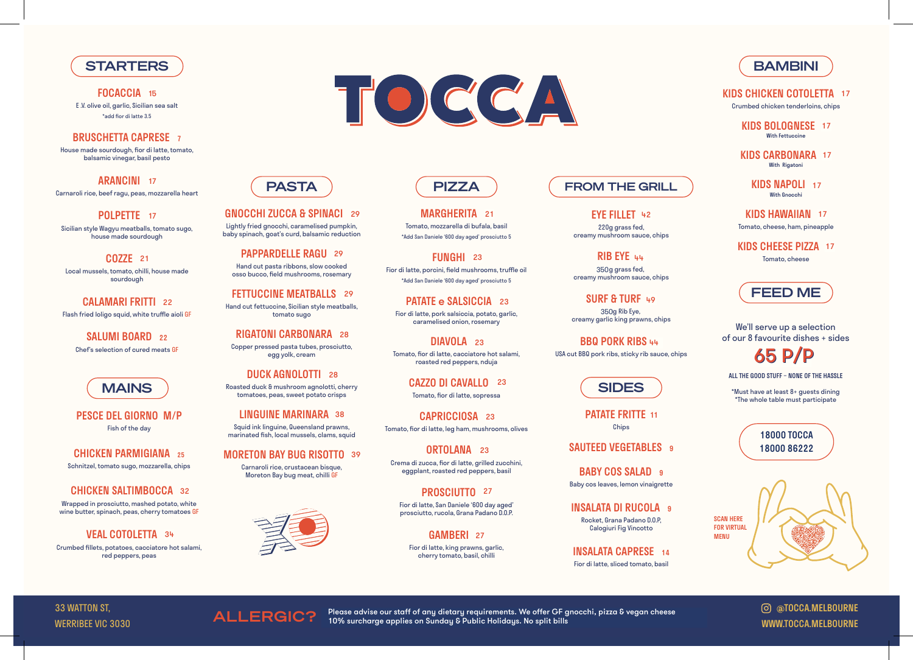# TOCCA

## STARTERS

**FOCACCIA** 15
E.V. olive oil, garlic, Sicilian sea salt
*add fior di latte 3.5

**BRUSCHETTA CAPRESE** 7
House made sourdough, fior di latte, tomato, balsamic vinegar, basil pesto

**ARANCINI** 17
Carnaroli rice, beef ragu, peas, mozzarella heart

**POLPETTE** 17
Sicilian style Wagyu meatballs, tomato sugo, house made sourdough

**COZZE** 21
Local mussels, tomato, chilli, house made sourdough

**CALAMARI FRITTI** 22
Flash fried loligo squid, white truffle aioli GF

**SALUMI BOARD** 22
Chef's selection of cured meats GF

## MAINS

**PESCE DEL GIORNO** M/P
Fish of the day

**CHICKEN PARMIGIANA** 25
Schnitzel, tomato sugo, mozzarella, chips

**CHICKEN SALTIMBOCCA** 32
Wrapped in prosciutto, mashed potato, white wine butter, spinach, peas, cherry tomatoes GF

**VEAL COTOLETTA** 34
Crumbed fillets, potatoes, cacciatore hot salami, red peppers, peas

## PASTA

**GNOCCHI ZUCCA & SPINACI** 29
Lightly fried gnocchi, caramelised pumpkin, baby spinach, goat's curd, balsamic reduction

**PAPPARDELLE RAGU** 29
Hand cut pasta ribbons, slow cooked osso bucco, field mushrooms, rosemary

**FETTUCCINE MEATBALLS** 29
Hand cut fettuccine, Sicilian style meatballs, tomato sugo

**RIGATONI CARBONARA** 28
Copper pressed pasta tubes, prosciutto, egg yolk, cream

**DUCK AGNOLOTTI** 28
Roasted duck & mushroom agnolotti, cherry tomatoes, peas, sweet potato crisps

**LINGUINE MARINARA** 38
Squid ink linguine, Queensland prawns, marinated fish, local mussels, clams, squid

**MORETON BAY BUG RISOTTO** 39
Carnaroli rice, crustacean bisque, Moreton Bay bug meat, chilli GF

## PIZZA

**MARGHERITA** 21
Tomato, mozzarella di bufala, basil
*Add San Daniele '600 day aged' prosciutto 5

**FUNGHI** 23
Fior di latte, porcini, field mushrooms, truffle oil
*Add San Daniele '600 day aged' prosciutto 5

**PATATE e SALSICCIA** 23
Fior di latte, pork salsiccia, potato, garlic, caramelised onion, rosemary

**DIAVOLA** 23
Tomato, fior di latte, cacciatore hot salami, roasted red peppers, nduja

**CAZZO DI CAVALLO** 23
Tomato, fior di latte, sopressa

**CAPRICCIOSA** 23
Tomato, fior di latte, leg ham, mushrooms, olives

**ORTOLANA** 23
Crema di zucca, fior di latte, grilled zucchini, eggplant, roasted red peppers, basil

**PROSCIUTTO** 27
Fior di latte, San Daniele '600 day aged' prosciutto, rucola, Grana Padano D.O.P.

**GAMBERI** 27
Fior di latte, king prawns, garlic, cherry tomato, basil, chilli

## FROM THE GRILL

**EYE FILLET** 42
220g grass fed, creamy mushroom sauce, chips

**RIB EYE** 44
350g grass fed, creamy mushroom sauce, chips

**SURF & TURF** 49
350g Rib Eye, creamy garlic king prawns, chips

**BBQ PORK RIBS** 44
USA cut BBQ pork ribs, sticky rib sauce, chips

## SIDES

**PATATE FRITTE** 11
Chips

**SAUTEED VEGETABLES** 9

**BABY COS SALAD** 9
Baby cos leaves, lemon vinaigrette

**INSALATA DI RUCOLA** 9
Rocket, Grana Padano D.O.P, Calogiuri Fig Vincotto

**INSALATA CAPRESE** 14
Fior di latte, sliced tomato, basil

## BAMBINI

**KIDS CHICKEN COTOLETTA** 17
Crumbed chicken tenderloins, chips

**KIDS BOLOGNESE** 17
With Fettuccine

**KIDS CARBONARA** 17
With Rigatoni

**KIDS NAPOLI** 17
With Gnocchi

**KIDS HAWAIIAN** 17
Tomato, cheese, ham, pineapple

**KIDS CHEESE PIZZA** 17
Tomato, cheese

## FEED ME

We'll serve up a selection of our 8 favourite dishes + sides

**65 P/P**

ALL THE GOOD STUFF – NONE OF THE HASSLE

*Must have at least 8+ guests dining
*The whole table must participate

18000 TOCCA
18000 86222

SCAN HERE FOR VIRTUAL MENU

---

33 WATTON ST,
WERRIBEE VIC 3030

**ALLERGIC?** Please advise our staff of any dietary requirements. We offer GF gnocchi, pizza & vegan cheese
10% surcharge applies on Sunday & Public Holidays. No split bills

@TOCCA.MELBOURNE
WWW.TOCCA.MELBOURNE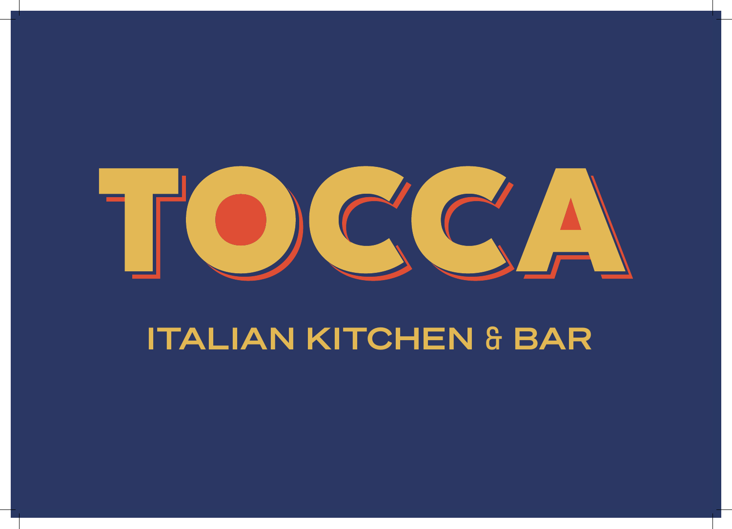# TOCCA

ITALIAN KITCHEN & BAR